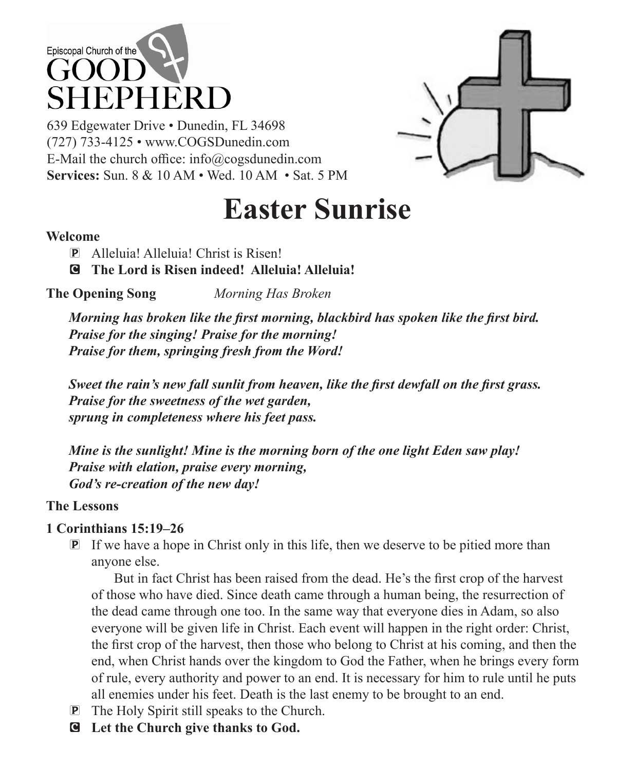Episcopal Church of the
GOOD SHEPHERD

639 Edgewater Drive • Dunedin, FL 34698
(727) 733-4125 • www.COGSDunedin.com
E-Mail the church office: info@cogsdunedin.com
**Services:** Sun. 8 & 10 AM • Wed. 10 AM • Sat. 5 PM

# Easter Sunrise

**Welcome**

P Alleluia! Alleluia! Christ is Risen!

C **The Lord is Risen indeed! Alleluia! Alleluia!**

**The Opening Song** *Morning Has Broken*

***Morning has broken like the first morning, blackbird has spoken like the first bird.***
***Praise for the singing! Praise for the morning!***
***Praise for them, springing fresh from the Word!***

***Sweet the rain's new fall sunlit from heaven, like the first dewfall on the first grass.***
***Praise for the sweetness of the wet garden,***
***sprung in completeness where his feet pass.***

***Mine is the sunlight! Mine is the morning born of the one light Eden saw play!***
***Praise with elation, praise every morning,***
***God's re-creation of the new day!***

**The Lessons**

**1 Corinthians 15:19–26**

P If we have a hope in Christ only in this life, then we deserve to be pitied more than anyone else.

But in fact Christ has been raised from the dead. He's the first crop of the harvest of those who have died. Since death came through a human being, the resurrection of the dead came through one too. In the same way that everyone dies in Adam, so also everyone will be given life in Christ. Each event will happen in the right order: Christ, the first crop of the harvest, then those who belong to Christ at his coming, and then the end, when Christ hands over the kingdom to God the Father, when he brings every form of rule, every authority and power to an end. It is necessary for him to rule until he puts all enemies under his feet. Death is the last enemy to be brought to an end.

P The Holy Spirit still speaks to the Church.

C **Let the Church give thanks to God.**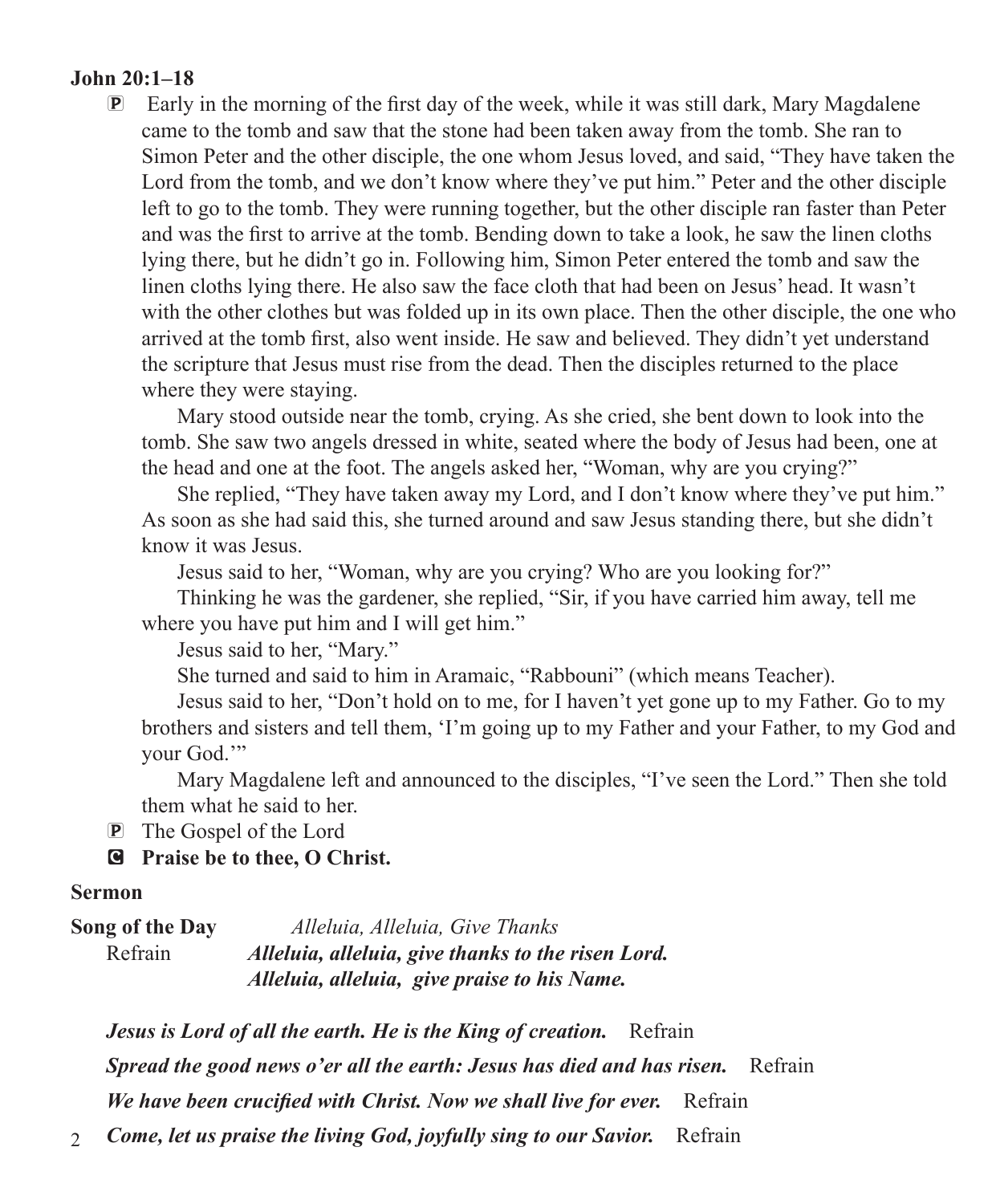**John 20:1–18**

Ⓟ Early in the morning of the first day of the week, while it was still dark, Mary Magdalene came to the tomb and saw that the stone had been taken away from the tomb. She ran to Simon Peter and the other disciple, the one whom Jesus loved, and said, "They have taken the Lord from the tomb, and we don't know where they've put him." Peter and the other disciple left to go to the tomb. They were running together, but the other disciple ran faster than Peter and was the first to arrive at the tomb. Bending down to take a look, he saw the linen cloths lying there, but he didn't go in. Following him, Simon Peter entered the tomb and saw the linen cloths lying there. He also saw the face cloth that had been on Jesus' head. It wasn't with the other clothes but was folded up in its own place. Then the other disciple, the one who arrived at the tomb first, also went inside. He saw and believed. They didn't yet understand the scripture that Jesus must rise from the dead. Then the disciples returned to the place where they were staying.

Mary stood outside near the tomb, crying. As she cried, she bent down to look into the tomb. She saw two angels dressed in white, seated where the body of Jesus had been, one at the head and one at the foot. The angels asked her, "Woman, why are you crying?"

She replied, "They have taken away my Lord, and I don't know where they've put him." As soon as she had said this, she turned around and saw Jesus standing there, but she didn't know it was Jesus.

Jesus said to her, "Woman, why are you crying? Who are you looking for?"

Thinking he was the gardener, she replied, "Sir, if you have carried him away, tell me where you have put him and I will get him."

Jesus said to her, "Mary."

She turned and said to him in Aramaic, "Rabbouni" (which means Teacher).

Jesus said to her, "Don't hold on to me, for I haven't yet gone up to my Father. Go to my brothers and sisters and tell them, 'I'm going up to my Father and your Father, to my God and your God.'"

Mary Magdalene left and announced to the disciples, "I've seen the Lord." Then she told them what he said to her.

Ⓟ The Gospel of the Lord

Ⓒ **Praise be to thee, O Christ.**

**Sermon**

**Song of the Day** *Alleluia, Alleluia, Give Thanks*

Refrain ***Alleluia, alleluia, give thanks to the risen Lord.***
***Alleluia, alleluia, give praise to his Name.***

***Jesus is Lord of all the earth. He is the King of creation.*** Refrain

***Spread the good news o'er all the earth: Jesus has died and has risen.*** Refrain

***We have been crucified with Christ. Now we shall live for ever.*** Refrain

***Come, let us praise the living God, joyfully sing to our Savior.*** Refrain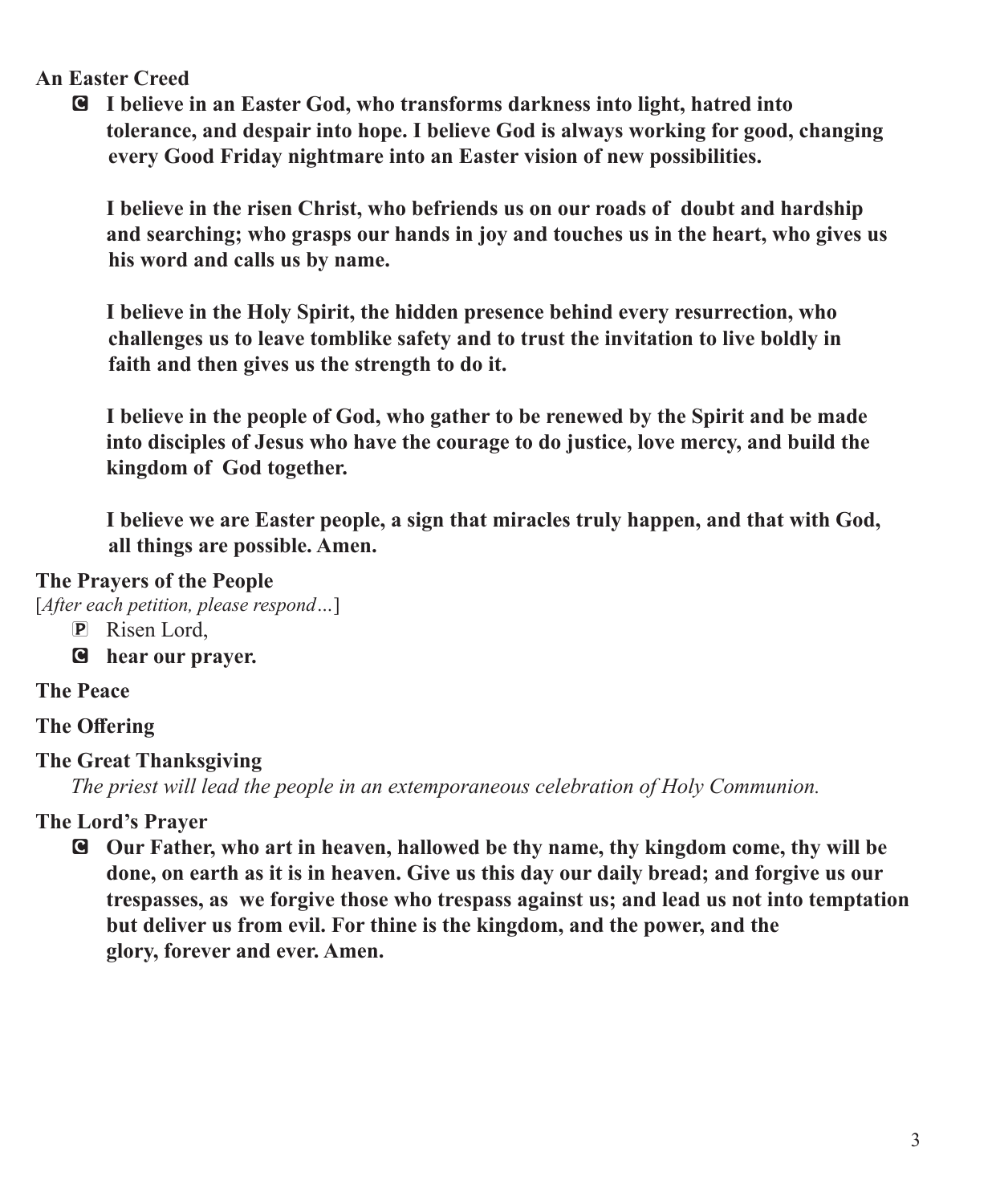**An Easter Creed**

**C** **I believe in an Easter God, who transforms darkness into light, hatred into tolerance, and despair into hope. I believe God is always working for good, changing every Good Friday nightmare into an Easter vision of new possibilities.**

**I believe in the risen Christ, who befriends us on our roads of doubt and hardship and searching; who grasps our hands in joy and touches us in the heart, who gives us his word and calls us by name.**

**I believe in the Holy Spirit, the hidden presence behind every resurrection, who challenges us to leave tomblike safety and to trust the invitation to live boldly in faith and then gives us the strength to do it.**

**I believe in the people of God, who gather to be renewed by the Spirit and be made into disciples of Jesus who have the courage to do justice, love mercy, and build the kingdom of God together.**

**I believe we are Easter people, a sign that miracles truly happen, and that with God, all things are possible. Amen.**

**The Prayers of the People**

[*After each petition, please respond…*]

**P** Risen Lord,

**C** **hear our prayer.**

**The Peace**

**The Offering**

**The Great Thanksgiving**

*The priest will lead the people in an extemporaneous celebration of Holy Communion.*

**The Lord's Prayer**

**C** **Our Father, who art in heaven, hallowed be thy name, thy kingdom come, thy will be done, on earth as it is in heaven. Give us this day our daily bread; and forgive us our trespasses, as we forgive those who trespass against us; and lead us not into temptation but deliver us from evil. For thine is the kingdom, and the power, and the glory, forever and ever. Amen.**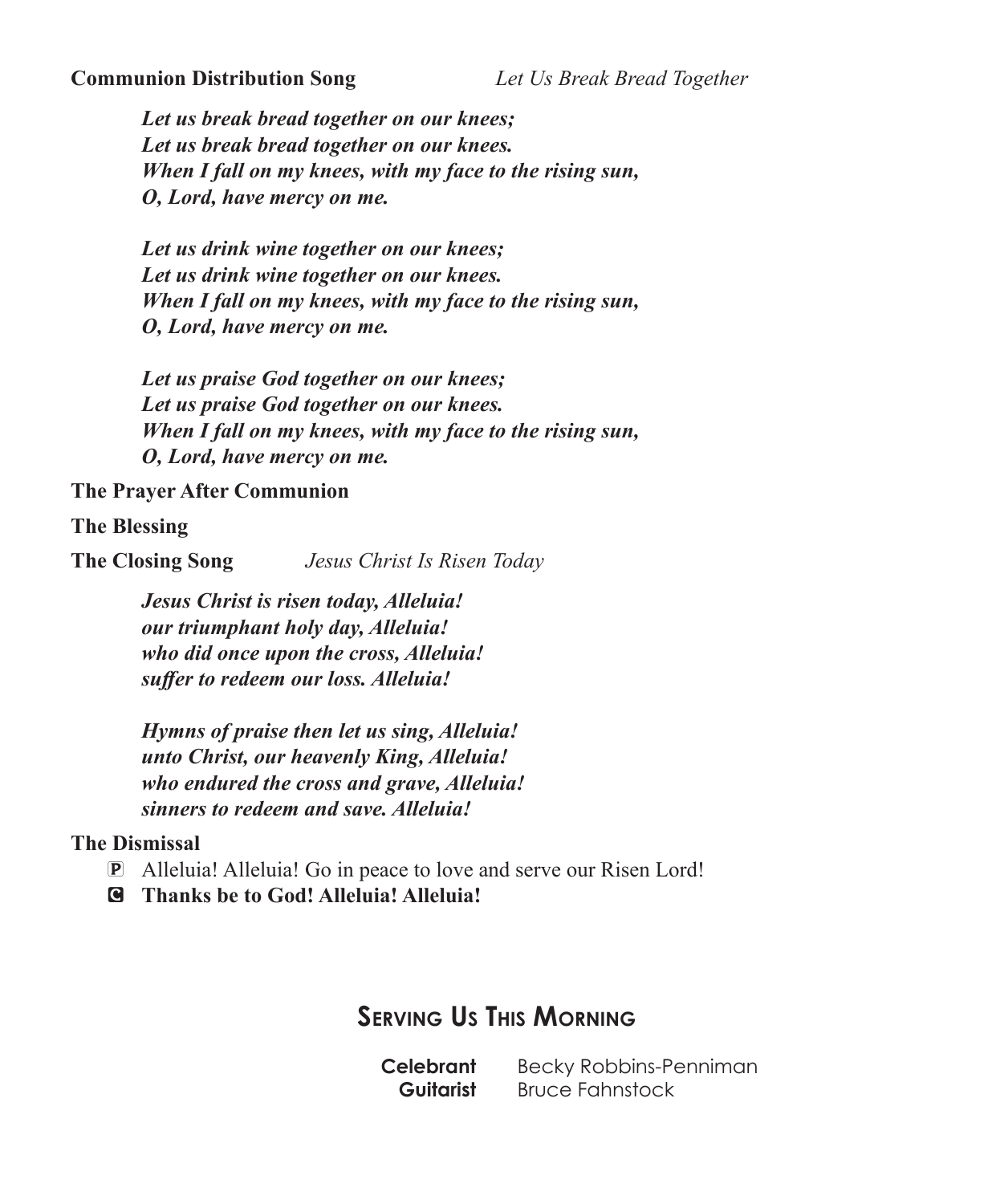**Communion Distribution Song** *Let Us Break Bread Together*

***Let us break bread together on our knees;***
***Let us break bread together on our knees.***
***When I fall on my knees, with my face to the rising sun,***
***O, Lord, have mercy on me.***

***Let us drink wine together on our knees;***
***Let us drink wine together on our knees.***
***When I fall on my knees, with my face to the rising sun,***
***O, Lord, have mercy on me.***

***Let us praise God together on our knees;***
***Let us praise God together on our knees.***
***When I fall on my knees, with my face to the rising sun,***
***O, Lord, have mercy on me.***

**The Prayer After Communion**

**The Blessing**

**The Closing Song** *Jesus Christ Is Risen Today*

***Jesus Christ is risen today, Alleluia!***
***our triumphant holy day, Alleluia!***
***who did once upon the cross, Alleluia!***
***suffer to redeem our loss. Alleluia!***

***Hymns of praise then let us sing, Alleluia!***
***unto Christ, our heavenly King, Alleluia!***
***who endured the cross and grave, Alleluia!***
***sinners to redeem and save. Alleluia!***

**The Dismissal**

P Alleluia! Alleluia! Go in peace to love and serve our Risen Lord!

C **Thanks be to God! Alleluia! Alleluia!**

## Serving Us This Morning

**Celebrant** Becky Robbins-Penniman
**Guitarist** Bruce Fahnstock